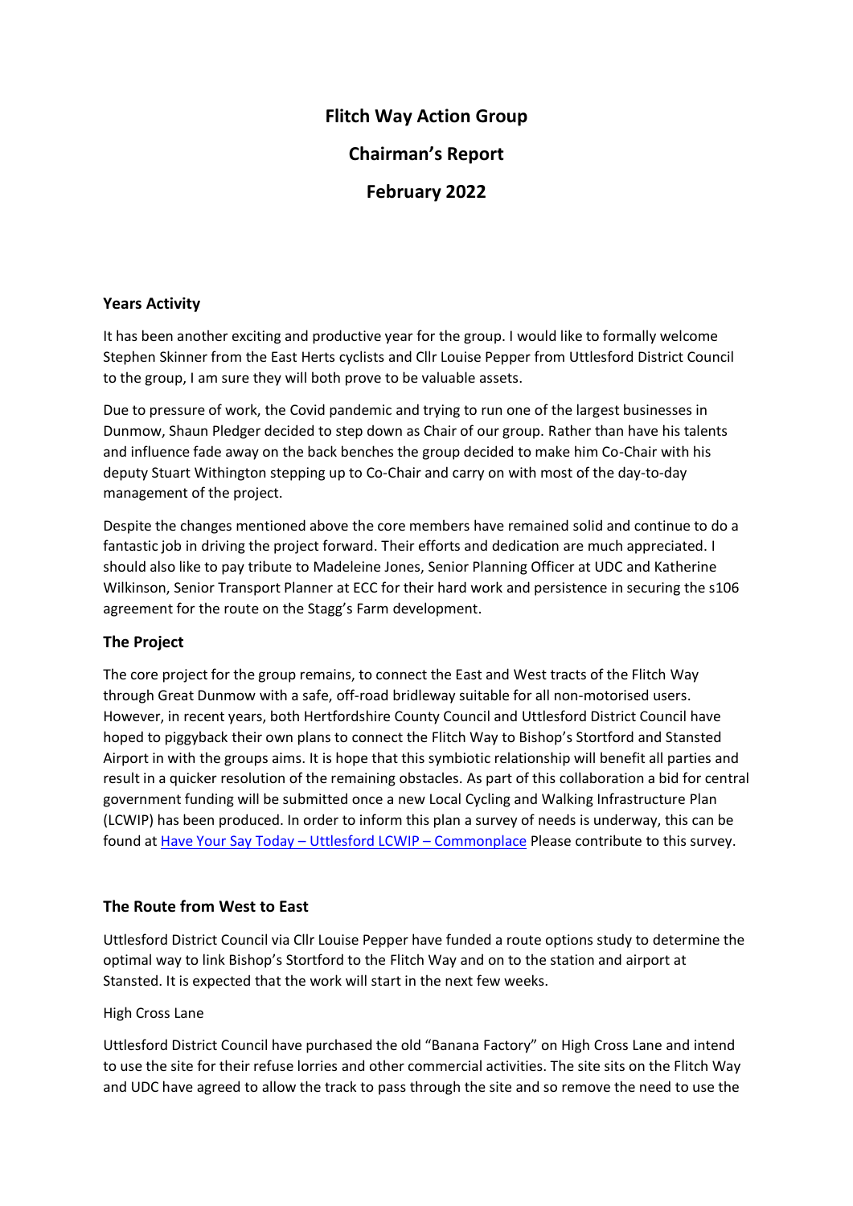# Flitch Way Action Group

## Chairman's Report

## February 2022

### Years Activity

It has been another exciting and productive year for the group. I would like to formally welcome Stephen Skinner from the East Herts cyclists and Cllr Louise Pepper from Uttlesford District Council to the group, I am sure they will both prove to be valuable assets.

Due to pressure of work, the Covid pandemic and trying to run one of the largest businesses in Dunmow, Shaun Pledger decided to step down as Chair of our group. Rather than have his talents and influence fade away on the back benches the group decided to make him Co-Chair with his deputy Stuart Withington stepping up to Co-Chair and carry on with most of the day-to-day management of the project.

Despite the changes mentioned above the core members have remained solid and continue to do a fantastic job in driving the project forward. Their efforts and dedication are much appreciated. I should also like to pay tribute to Madeleine Jones, Senior Planning Officer at UDC and Katherine Wilkinson, Senior Transport Planner at ECC for their hard work and persistence in securing the s106 agreement for the route on the Stagg's Farm development.

### The Project

The core project for the group remains, to connect the East and West tracts of the Flitch Way through Great Dunmow with a safe, off-road bridleway suitable for all non-motorised users. However, in recent years, both Hertfordshire County Council and Uttlesford District Council have hoped to piggyback their own plans to connect the Flitch Way to Bishop's Stortford and Stansted Airport in with the groups aims. It is hope that this symbiotic relationship will benefit all parties and result in a quicker resolution of the remaining obstacles. As part of this collaboration a bid for central government funding will be submitted once a new Local Cycling and Walking Infrastructure Plan (LCWIP) has been produced. In order to inform this plan a survey of needs is underway, this can be found at [Have Your Say Today – Uttlesford LCWIP – Commonplace]() Please contribute to this survey.

### The Route from West to East

Uttlesford District Council via Cllr Louise Pepper have funded a route options study to determine the optimal way to link Bishop's Stortford to the Flitch Way and on to the station and airport at Stansted. It is expected that the work will start in the next few weeks.

High Cross Lane

Uttlesford District Council have purchased the old "Banana Factory" on High Cross Lane and intend to use the site for their refuse lorries and other commercial activities. The site sits on the Flitch Way and UDC have agreed to allow the track to pass through the site and so remove the need to use the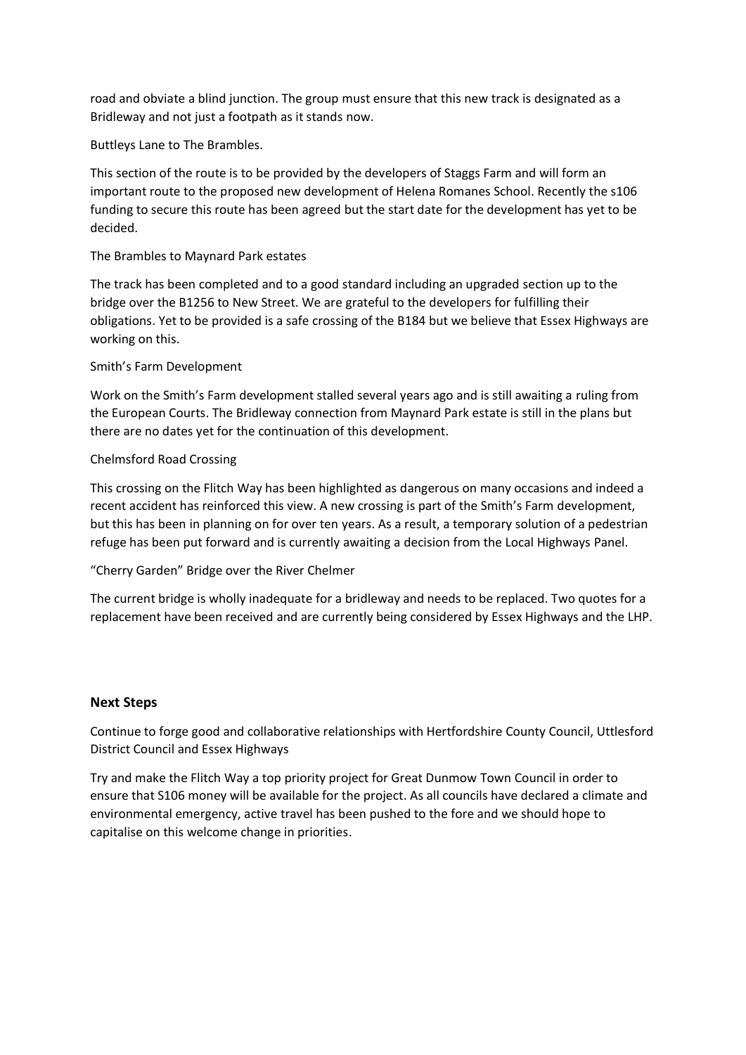road and obviate a blind junction. The group must ensure that this new track is designated as a Bridleway and not just a footpath as it stands now.

Buttleys Lane to The Brambles.

This section of the route is to be provided by the developers of Staggs Farm and will form an important route to the proposed new development of Helena Romanes School. Recently the s106 funding to secure this route has been agreed but the start date for the development has yet to be decided.

The Brambles to Maynard Park estates

The track has been completed and to a good standard including an upgraded section up to the bridge over the B1256 to New Street. We are grateful to the developers for fulfilling their obligations. Yet to be provided is a safe crossing of the B184 but we believe that Essex Highways are working on this.

Smith's Farm Development

Work on the Smith's Farm development stalled several years ago and is still awaiting a ruling from the European Courts. The Bridleway connection from Maynard Park estate is still in the plans but there are no dates yet for the continuation of this development.

Chelmsford Road Crossing

This crossing on the Flitch Way has been highlighted as dangerous on many occasions and indeed a recent accident has reinforced this view. A new crossing is part of the Smith's Farm development, but this has been in planning on for over ten years. As a result, a temporary solution of a pedestrian refuge has been put forward and is currently awaiting a decision from the Local Highways Panel.

"Cherry Garden" Bridge over the River Chelmer

The current bridge is wholly inadequate for a bridleway and needs to be replaced. Two quotes for a replacement have been received and are currently being considered by Essex Highways and the LHP.

## Next Steps

Continue to forge good and collaborative relationships with Hertfordshire County Council, Uttlesford District Council and Essex Highways

Try and make the Flitch Way a top priority project for Great Dunmow Town Council in order to ensure that S106 money will be available for the project. As all councils have declared a climate and environmental emergency, active travel has been pushed to the fore and we should hope to capitalise on this welcome change in priorities.